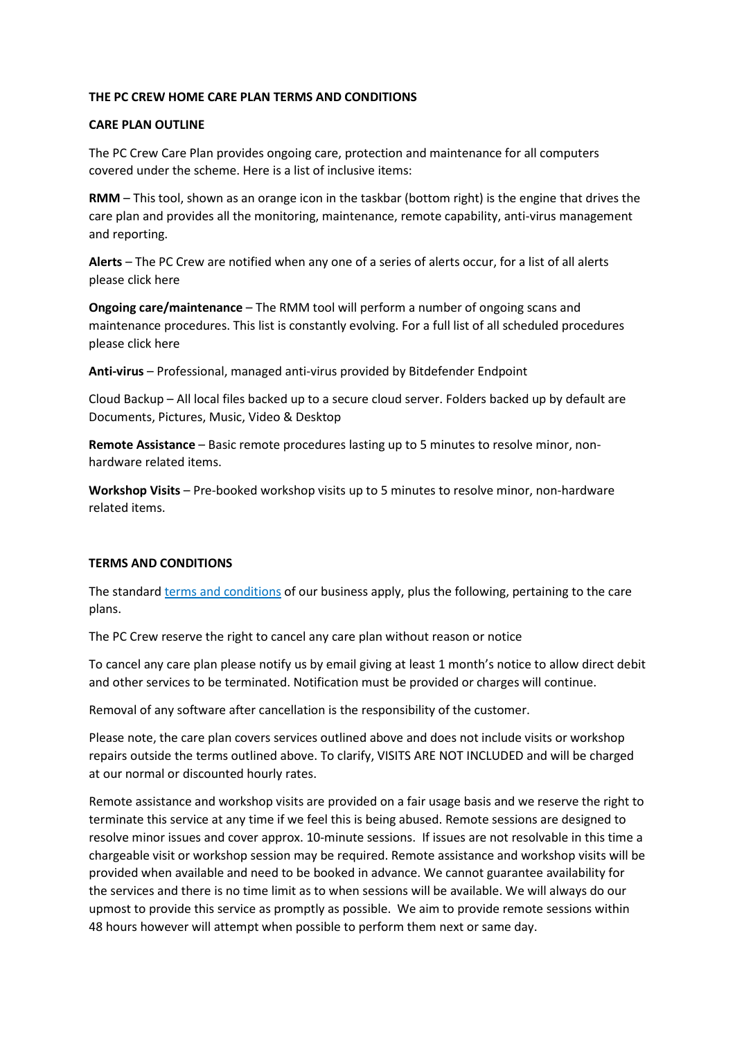**THE PC CREW HOME CARE PLAN TERMS AND CONDITIONS**

**CARE PLAN OUTLINE**

The PC Crew Care Plan provides ongoing care, protection and maintenance for all computers covered under the scheme. Here is a list of inclusive items:

**RMM** – This tool, shown as an orange icon in the taskbar (bottom right) is the engine that drives the care plan and provides all the monitoring, maintenance, remote capability, anti-virus management and reporting.

**Alerts** – The PC Crew are notified when any one of a series of alerts occur, for a list of all alerts please click here

**Ongoing care/maintenance** – The RMM tool will perform a number of ongoing scans and maintenance procedures. This list is constantly evolving. For a full list of all scheduled procedures please click here

**Anti-virus** – Professional, managed anti-virus provided by Bitdefender Endpoint

Cloud Backup – All local files backed up to a secure cloud server. Folders backed up by default are Documents, Pictures, Music, Video & Desktop

**Remote Assistance** – Basic remote procedures lasting up to 5 minutes to resolve minor, non-hardware related items.

**Workshop Visits** – Pre-booked workshop visits up to 5 minutes to resolve minor, non-hardware related items.

**TERMS AND CONDITIONS**

The standard terms and conditions of our business apply, plus the following, pertaining to the care plans.

The PC Crew reserve the right to cancel any care plan without reason or notice

To cancel any care plan please notify us by email giving at least 1 month's notice to allow direct debit and other services to be terminated. Notification must be provided or charges will continue.

Removal of any software after cancellation is the responsibility of the customer.

Please note, the care plan covers services outlined above and does not include visits or workshop repairs outside the terms outlined above. To clarify, VISITS ARE NOT INCLUDED and will be charged at our normal or discounted hourly rates.

Remote assistance and workshop visits are provided on a fair usage basis and we reserve the right to terminate this service at any time if we feel this is being abused. Remote sessions are designed to resolve minor issues and cover approx. 10-minute sessions. If issues are not resolvable in this time a chargeable visit or workshop session may be required. Remote assistance and workshop visits will be provided when available and need to be booked in advance. We cannot guarantee availability for the services and there is no time limit as to when sessions will be available. We will always do our upmost to provide this service as promptly as possible. We aim to provide remote sessions within 48 hours however will attempt when possible to perform them next or same day.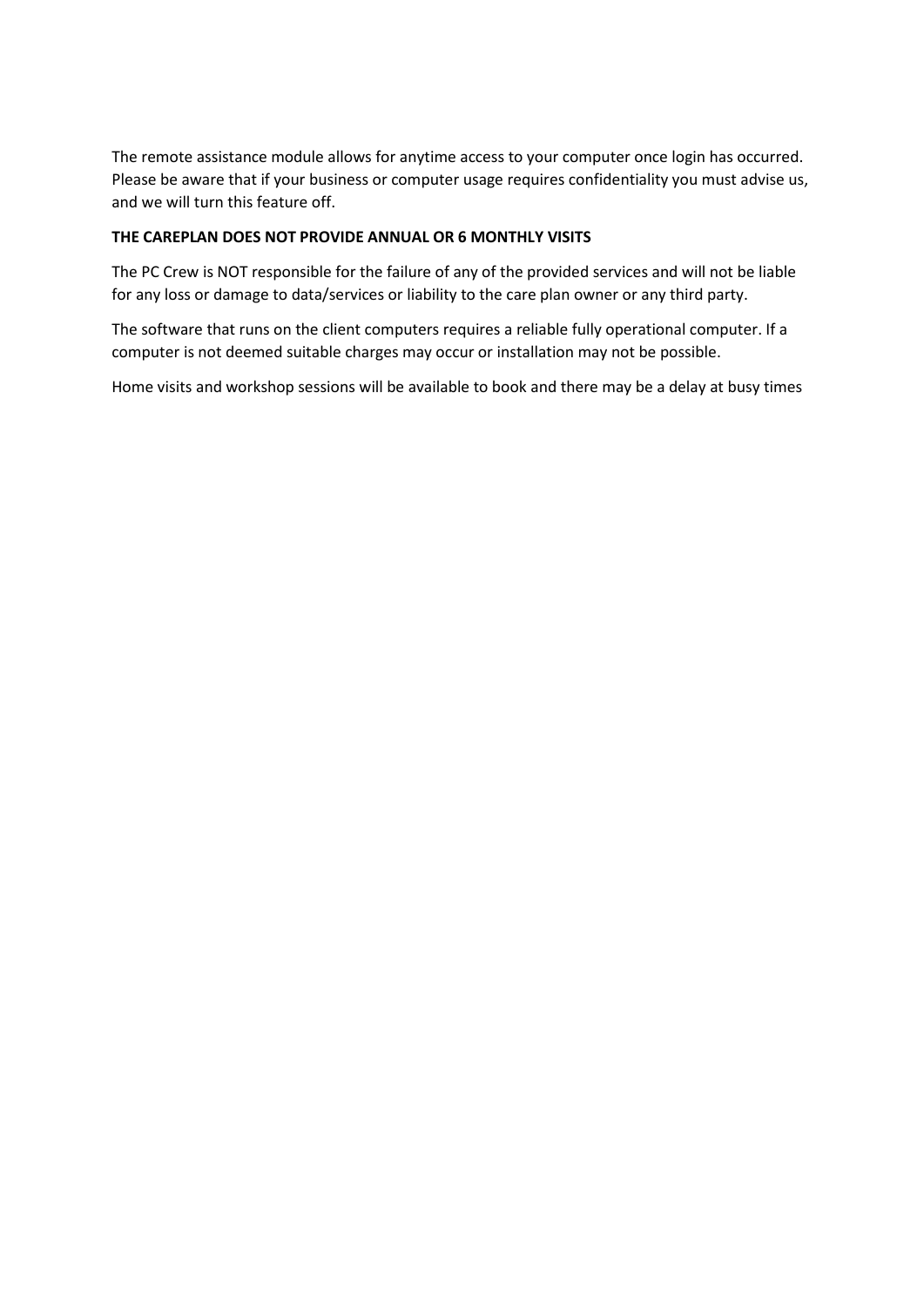The remote assistance module allows for anytime access to your computer once login has occurred. Please be aware that if your business or computer usage requires confidentiality you must advise us, and we will turn this feature off.

**THE CAREPLAN DOES NOT PROVIDE ANNUAL OR 6 MONTHLY VISITS**

The PC Crew is NOT responsible for the failure of any of the provided services and will not be liable for any loss or damage to data/services or liability to the care plan owner or any third party.

The software that runs on the client computers requires a reliable fully operational computer. If a computer is not deemed suitable charges may occur or installation may not be possible.

Home visits and workshop sessions will be available to book and there may be a delay at busy times